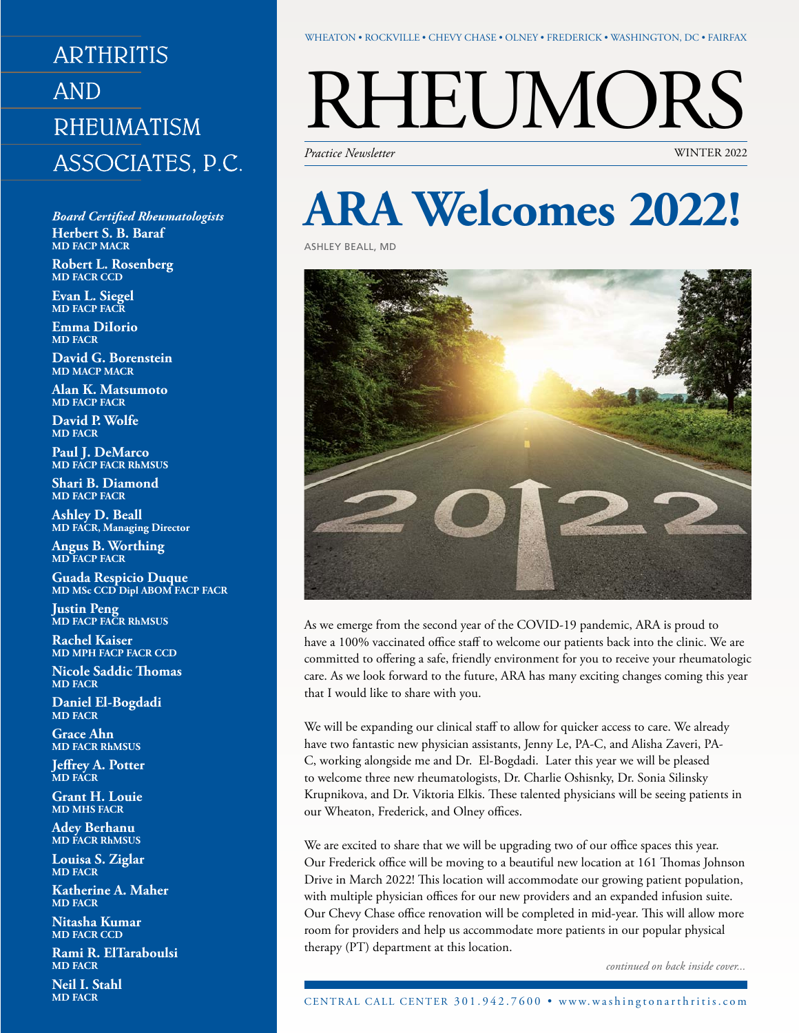# ARTHRITIS AND RHEUMATISM ASSOCIATES, P.C.

*Board Certified Rheumatologists*

**Herbert S. B. Baraf**
MD FACP MACR

**Robert L. Rosenberg**
MD FACR CCD

**Evan L. Siegel**
MD FACP FACR

**Emma DiIorio**
MD FACR

**David G. Borenstein**
MD MACP MACR

**Alan K. Matsumoto**
MD FACP FACR

**David P. Wolfe**
MD FACR

**Paul J. DeMarco**
MD FACP FACR RhMSUS

**Shari B. Diamond**
MD FACP FACR

**Ashley D. Beall**
MD FACR, Managing Director

**Angus B. Worthing**
MD FACP FACR

**Guada Respicio Duque**
MD MSc CCD Dipl ABOM FACP FACR

**Justin Peng**
MD FACP FACR RhMSUS

**Rachel Kaiser**
MD MPH FACP FACR CCD

**Nicole Saddic Thomas**
MD FACR

**Daniel El-Bogdadi**
MD FACR

**Grace Ahn**
MD FACR RhMSUS

**Jeffrey A. Potter**
MD FACR

**Grant H. Louie**
MD MHS FACR

**Adey Berhanu**
MD FACR RhMSUS

**Louisa S. Ziglar**
MD FACR

**Katherine A. Maher**
MD FACR

**Nitasha Kumar**
MD FACR CCD

**Rami R. ElTaraboulsi**
MD FACR

**Neil I. Stahl**
MD FACR

WHEATON • ROCKVILLE • CHEVY CHASE • OLNEY • FREDERICK • WASHINGTON, DC • FAIRFAX

# RHEUMORS

*Practice Newsletter* WINTER 2022

# ARA Welcomes 2022!

ASHLEY BEALL, MD

As we emerge from the second year of the COVID-19 pandemic, ARA is proud to have a 100% vaccinated office staff to welcome our patients back into the clinic. We are committed to offering a safe, friendly environment for you to receive your rheumatologic care. As we look forward to the future, ARA has many exciting changes coming this year that I would like to share with you.

We will be expanding our clinical staff to allow for quicker access to care. We already have two fantastic new physician assistants, Jenny Le, PA-C, and Alisha Zaveri, PA-C, working alongside me and Dr. El-Bogdadi. Later this year we will be pleased to welcome three new rheumatologists, Dr. Charlie Oshisnky, Dr. Sonia Silinsky Krupnikova, and Dr. Viktoria Elkis. These talented physicians will be seeing patients in our Wheaton, Frederick, and Olney offices.

We are excited to share that we will be upgrading two of our office spaces this year. Our Frederick office will be moving to a beautiful new location at 161 Thomas Johnson Drive in March 2022! This location will accommodate our growing patient population, with multiple physician offices for our new providers and an expanded infusion suite. Our Chevy Chase office renovation will be completed in mid-year. This will allow more room for providers and help us accommodate more patients in our popular physical therapy (PT) department at this location.

*continued on back inside cover...*

CENTRAL CALL CENTER 301.942.7600 • www.washingtonarthritis.com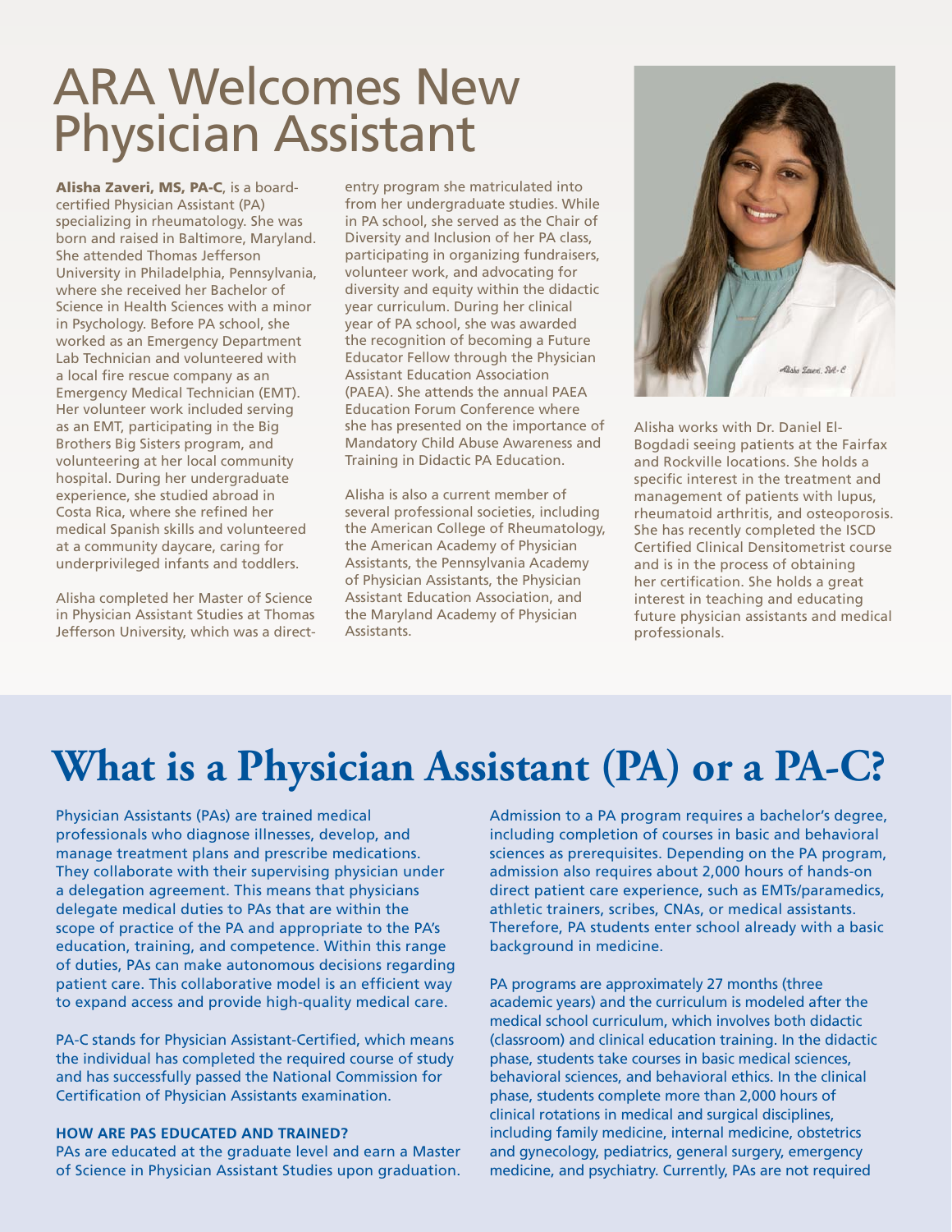# ARA Welcomes New Physician Assistant

**Alisha Zaveri, MS, PA-C**, is a board-certified Physician Assistant (PA) specializing in rheumatology. She was born and raised in Baltimore, Maryland. She attended Thomas Jefferson University in Philadelphia, Pennsylvania, where she received her Bachelor of Science in Health Sciences with a minor in Psychology. Before PA school, she worked as an Emergency Department Lab Technician and volunteered with a local fire rescue company as an Emergency Medical Technician (EMT). Her volunteer work included serving as an EMT, participating in the Big Brothers Big Sisters program, and volunteering at her local community hospital. During her undergraduate experience, she studied abroad in Costa Rica, where she refined her medical Spanish skills and volunteered at a community daycare, caring for underprivileged infants and toddlers.

Alisha completed her Master of Science in Physician Assistant Studies at Thomas Jefferson University, which was a direct-entry program she matriculated into from her undergraduate studies. While in PA school, she served as the Chair of Diversity and Inclusion of her PA class, participating in organizing fundraisers, volunteer work, and advocating for diversity and equity within the didactic year curriculum. During her clinical year of PA school, she was awarded the recognition of becoming a Future Educator Fellow through the Physician Assistant Education Association (PAEA). She attends the annual PAEA Education Forum Conference where she has presented on the importance of Mandatory Child Abuse Awareness and Training in Didactic PA Education.

Alisha is also a current member of several professional societies, including the American College of Rheumatology, the American Academy of Physician Assistants, the Pennsylvania Academy of Physician Assistants, the Physician Assistant Education Association, and the Maryland Academy of Physician Assistants.

Alisha works with Dr. Daniel El-Bogdadi seeing patients at the Fairfax and Rockville locations. She holds a specific interest in the treatment and management of patients with lupus, rheumatoid arthritis, and osteoporosis. She has recently completed the ISCD Certified Clinical Densitometrist course and is in the process of obtaining her certification. She holds a great interest in teaching and educating future physician assistants and medical professionals.

# What is a Physician Assistant (PA) or a PA-C?

Physician Assistants (PAs) are trained medical professionals who diagnose illnesses, develop, and manage treatment plans and prescribe medications. They collaborate with their supervising physician under a delegation agreement. This means that physicians delegate medical duties to PAs that are within the scope of practice of the PA and appropriate to the PA's education, training, and competence. Within this range of duties, PAs can make autonomous decisions regarding patient care. This collaborative model is an efficient way to expand access and provide high-quality medical care.

PA-C stands for Physician Assistant-Certified, which means the individual has completed the required course of study and has successfully passed the National Commission for Certification of Physician Assistants examination.

### HOW ARE PAS EDUCATED AND TRAINED?

PAs are educated at the graduate level and earn a Master of Science in Physician Assistant Studies upon graduation. Admission to a PA program requires a bachelor's degree, including completion of courses in basic and behavioral sciences as prerequisites. Depending on the PA program, admission also requires about 2,000 hours of hands-on direct patient care experience, such as EMTs/paramedics, athletic trainers, scribes, CNAs, or medical assistants. Therefore, PA students enter school already with a basic background in medicine.

PA programs are approximately 27 months (three academic years) and the curriculum is modeled after the medical school curriculum, which involves both didactic (classroom) and clinical education training. In the didactic phase, students take courses in basic medical sciences, behavioral sciences, and behavioral ethics. In the clinical phase, students complete more than 2,000 hours of clinical rotations in medical and surgical disciplines, including family medicine, internal medicine, obstetrics and gynecology, pediatrics, general surgery, emergency medicine, and psychiatry. Currently, PAs are not required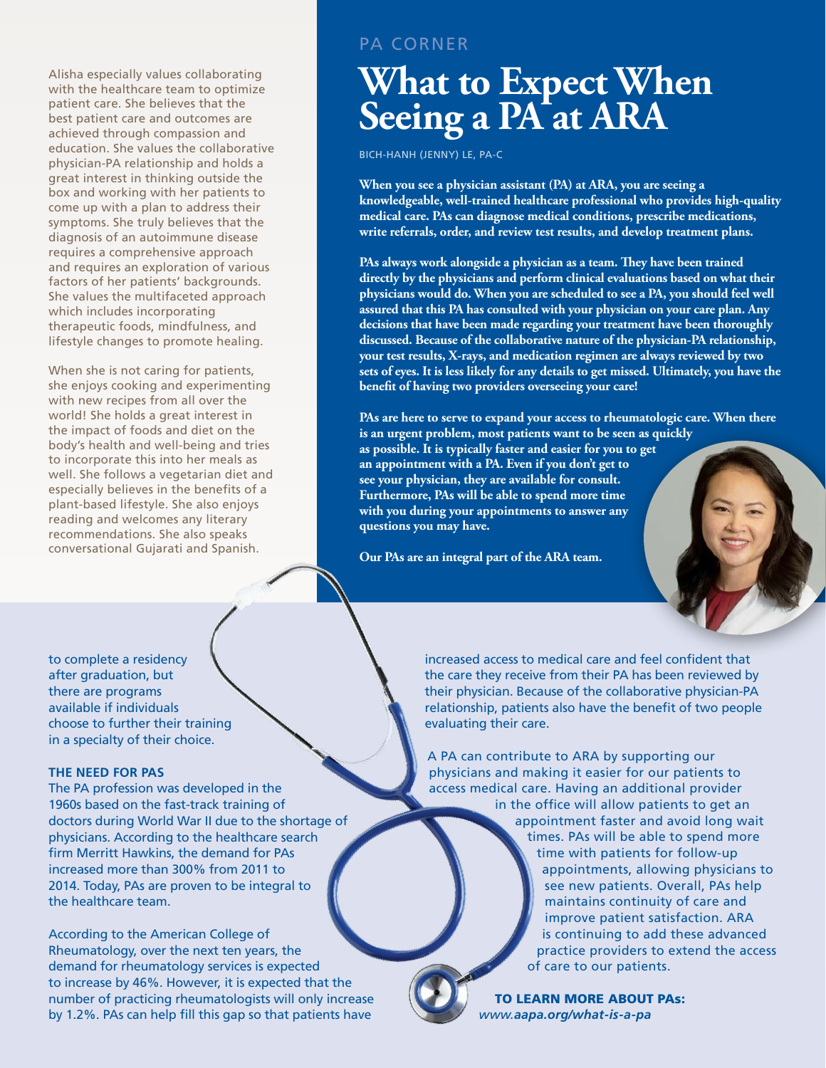Alisha especially values collaborating with the healthcare team to optimize patient care. She believes that the best patient care and outcomes are achieved through compassion and education. She values the collaborative physician-PA relationship and holds a great interest in thinking outside the box and working with her patients to come up with a plan to address their symptoms. She truly believes that the diagnosis of an autoimmune disease requires a comprehensive approach and requires an exploration of various factors of her patients' backgrounds. She values the multifaceted approach which includes incorporating therapeutic foods, mindfulness, and lifestyle changes to promote healing.

When she is not caring for patients, she enjoys cooking and experimenting with new recipes from all over the world! She holds a great interest in the impact of foods and diet on the body's health and well-being and tries to incorporate this into her meals as well. She follows a vegetarian diet and especially believes in the benefits of a plant-based lifestyle. She also enjoys reading and welcomes any literary recommendations. She also speaks conversational Gujarati and Spanish.

PA CORNER

# What to Expect When Seeing a PA at ARA

BICH-HANH (JENNY) LE, PA-C

**When you see a physician assistant (PA) at ARA, you are seeing a knowledgeable, well-trained healthcare professional who provides high-quality medical care. PAs can diagnose medical conditions, prescribe medications, write referrals, order, and review test results, and develop treatment plans.**

**PAs always work alongside a physician as a team. They have been trained directly by the physicians and perform clinical evaluations based on what their physicians would do. When you are scheduled to see a PA, you should feel well assured that this PA has consulted with your physician on your care plan. Any decisions that have been made regarding your treatment have been thoroughly discussed. Because of the collaborative nature of the physician-PA relationship, your test results, X-rays, and medication regimen are always reviewed by two sets of eyes. It is less likely for any details to get missed. Ultimately, you have the benefit of having two providers overseeing your care!**

**PAs are here to serve to expand your access to rheumatologic care. When there is an urgent problem, most patients want to be seen as quickly as possible. It is typically faster and easier for you to get an appointment with a PA. Even if you don't get to see your physician, they are available for consult. Furthermore, PAs will be able to spend more time with you during your appointments to answer any questions you may have.**

**Our PAs are an integral part of the ARA team.**

to complete a residency after graduation, but there are programs available if individuals choose to further their training in a specialty of their choice.

### THE NEED FOR PAS

The PA profession was developed in the 1960s based on the fast-track training of doctors during World War II due to the shortage of physicians. According to the healthcare search firm Merritt Hawkins, the demand for PAs increased more than 300% from 2011 to 2014. Today, PAs are proven to be integral to the healthcare team.

According to the American College of Rheumatology, over the next ten years, the demand for rheumatology services is expected to increase by 46%. However, it is expected that the number of practicing rheumatologists will only increase by 1.2%. PAs can help fill this gap so that patients have increased access to medical care and feel confident that the care they receive from their PA has been reviewed by their physician. Because of the collaborative physician-PA relationship, patients also have the benefit of two people evaluating their care.

A PA can contribute to ARA by supporting our physicians and making it easier for our patients to access medical care. Having an additional provider in the office will allow patients to get an appointment faster and avoid long wait times. PAs will be able to spend more time with patients for follow-up appointments, allowing physicians to see new patients. Overall, PAs help maintains continuity of care and improve patient satisfaction. ARA is continuing to add these advanced practice providers to extend the access of care to our patients.

**TO LEARN MORE ABOUT PAs:**
***www.aapa.org/what-is-a-pa***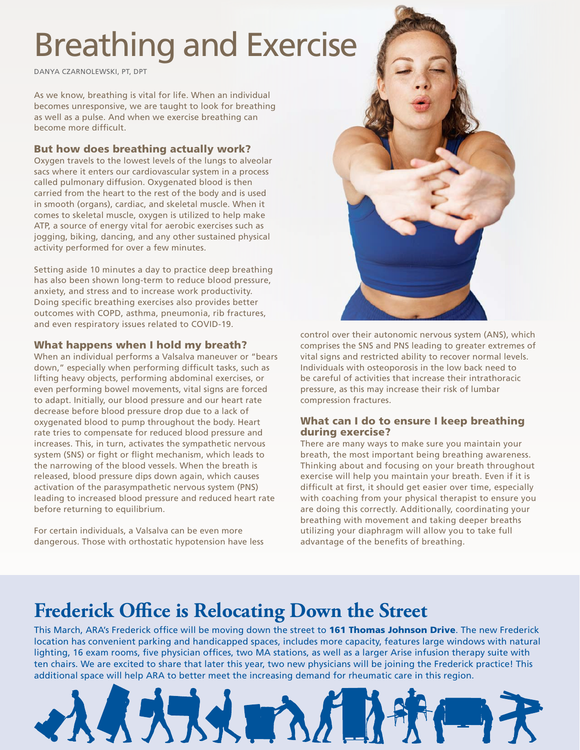# Breathing and Exercise

DANYA CZARNOLEWSKI, PT, DPT

As we know, breathing is vital for life. When an individual becomes unresponsive, we are taught to look for breathing as well as a pulse. And when we exercise breathing can become more difficult.

## But how does breathing actually work?

Oxygen travels to the lowest levels of the lungs to alveolar sacs where it enters our cardiovascular system in a process called pulmonary diffusion. Oxygenated blood is then carried from the heart to the rest of the body and is used in smooth (organs), cardiac, and skeletal muscle. When it comes to skeletal muscle, oxygen is utilized to help make ATP, a source of energy vital for aerobic exercises such as jogging, biking, dancing, and any other sustained physical activity performed for over a few minutes.

Setting aside 10 minutes a day to practice deep breathing has also been shown long-term to reduce blood pressure, anxiety, and stress and to increase work productivity. Doing specific breathing exercises also provides better outcomes with COPD, asthma, pneumonia, rib fractures, and even respiratory issues related to COVID-19.

## What happens when I hold my breath?

When an individual performs a Valsalva maneuver or "bears down," especially when performing difficult tasks, such as lifting heavy objects, performing abdominal exercises, or even performing bowel movements, vital signs are forced to adapt. Initially, our blood pressure and our heart rate decrease before blood pressure drop due to a lack of oxygenated blood to pump throughout the body. Heart rate tries to compensate for reduced blood pressure and increases. This, in turn, activates the sympathetic nervous system (SNS) or fight or flight mechanism, which leads to the narrowing of the blood vessels. When the breath is released, blood pressure dips down again, which causes activation of the parasympathetic nervous system (PNS) leading to increased blood pressure and reduced heart rate before returning to equilibrium.

For certain individuals, a Valsalva can be even more dangerous. Those with orthostatic hypotension have less control over their autonomic nervous system (ANS), which comprises the SNS and PNS leading to greater extremes of vital signs and restricted ability to recover normal levels. Individuals with osteoporosis in the low back need to be careful of activities that increase their intrathoracic pressure, as this may increase their risk of lumbar compression fractures.

## What can I do to ensure I keep breathing during exercise?

There are many ways to make sure you maintain your breath, the most important being breathing awareness. Thinking about and focusing on your breath throughout exercise will help you maintain your breath. Even if it is difficult at first, it should get easier over time, especially with coaching from your physical therapist to ensure you are doing this correctly. Additionally, coordinating your breathing with movement and taking deeper breaths utilizing your diaphragm will allow you to take full advantage of the benefits of breathing.

# Frederick Office is Relocating Down the Street

This March, ARA's Frederick office will be moving down the street to **161 Thomas Johnson Drive**. The new Frederick location has convenient parking and handicapped spaces, includes more capacity, features large windows with natural lighting, 16 exam rooms, five physician offices, two MA stations, as well as a larger Arise infusion therapy suite with ten chairs. We are excited to share that later this year, two new physicians will be joining the Frederick practice! This additional space will help ARA to better meet the increasing demand for rheumatic care in this region.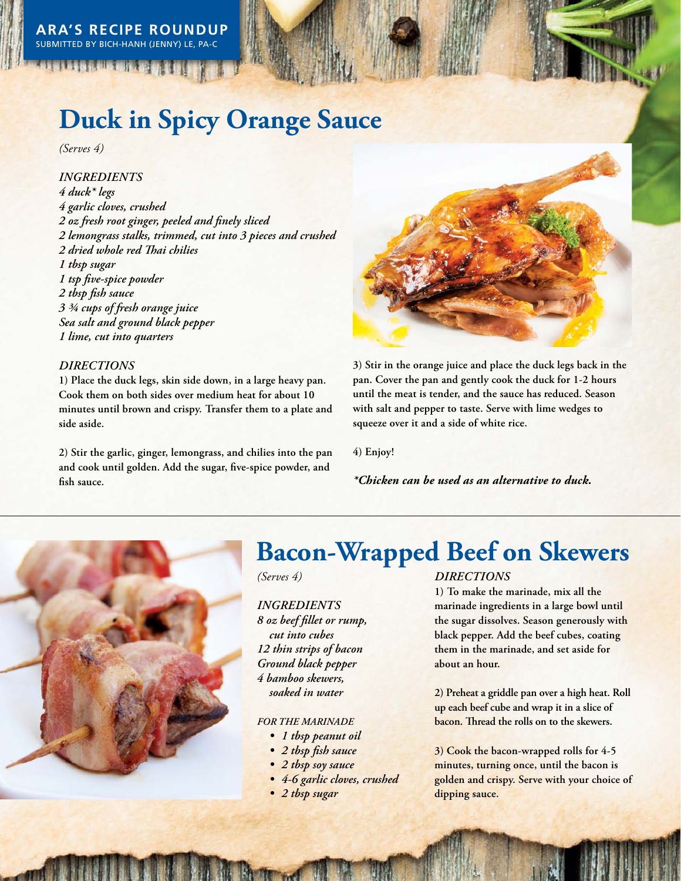**ARA'S RECIPE ROUNDUP**
SUBMITTED BY BICH-HANH (JENNY) LE, PA-C

# Duck in Spicy Orange Sauce

*(Serves 4)*

### *INGREDIENTS*

*4 duck* legs*
*4 garlic cloves, crushed*
*2 oz fresh root ginger, peeled and finely sliced*
*2 lemongrass stalks, trimmed, cut into 3 pieces and crushed*
*2 dried whole red Thai chilies*
*1 tbsp sugar*
*1 tsp five-spice powder*
*2 tbsp fish sauce*
*3 ¾ cups of fresh orange juice*
*Sea salt and ground black pepper*
*1 lime, cut into quarters*

### *DIRECTIONS*

**1) Place the duck legs, skin side down, in a large heavy pan. Cook them on both sides over medium heat for about 10 minutes until brown and crispy. Transfer them to a plate and side aside.**

**2) Stir the garlic, ginger, lemongrass, and chilies into the pan and cook until golden. Add the sugar, five-spice powder, and fish sauce.**

**3) Stir in the orange juice and place the duck legs back in the pan. Cover the pan and gently cook the duck for 1-2 hours until the meat is tender, and the sauce has reduced. Season with salt and pepper to taste. Serve with lime wedges to squeeze over it and a side of white rice.**

**4) Enjoy!**

***Chicken can be used as an alternative to duck.***

---

# Bacon-Wrapped Beef on Skewers

*(Serves 4)*

### *INGREDIENTS*

*8 oz beef fillet or rump, cut into cubes*
*12 thin strips of bacon*
*Ground black pepper*
*4 bamboo skewers, soaked in water*

#### *FOR THE MARINADE*

- *1 tbsp peanut oil*
- *2 tbsp fish sauce*
- *2 tbsp soy sauce*
- *4-6 garlic cloves, crushed*
- *2 tbsp sugar*

### *DIRECTIONS*

**1) To make the marinade, mix all the marinade ingredients in a large bowl until the sugar dissolves. Season generously with black pepper. Add the beef cubes, coating them in the marinade, and set aside for about an hour.**

**2) Preheat a griddle pan over a high heat. Roll up each beef cube and wrap it in a slice of bacon. Thread the rolls on to the skewers.**

**3) Cook the bacon-wrapped rolls for 4-5 minutes, turning once, until the bacon is golden and crispy. Serve with your choice of dipping sauce.**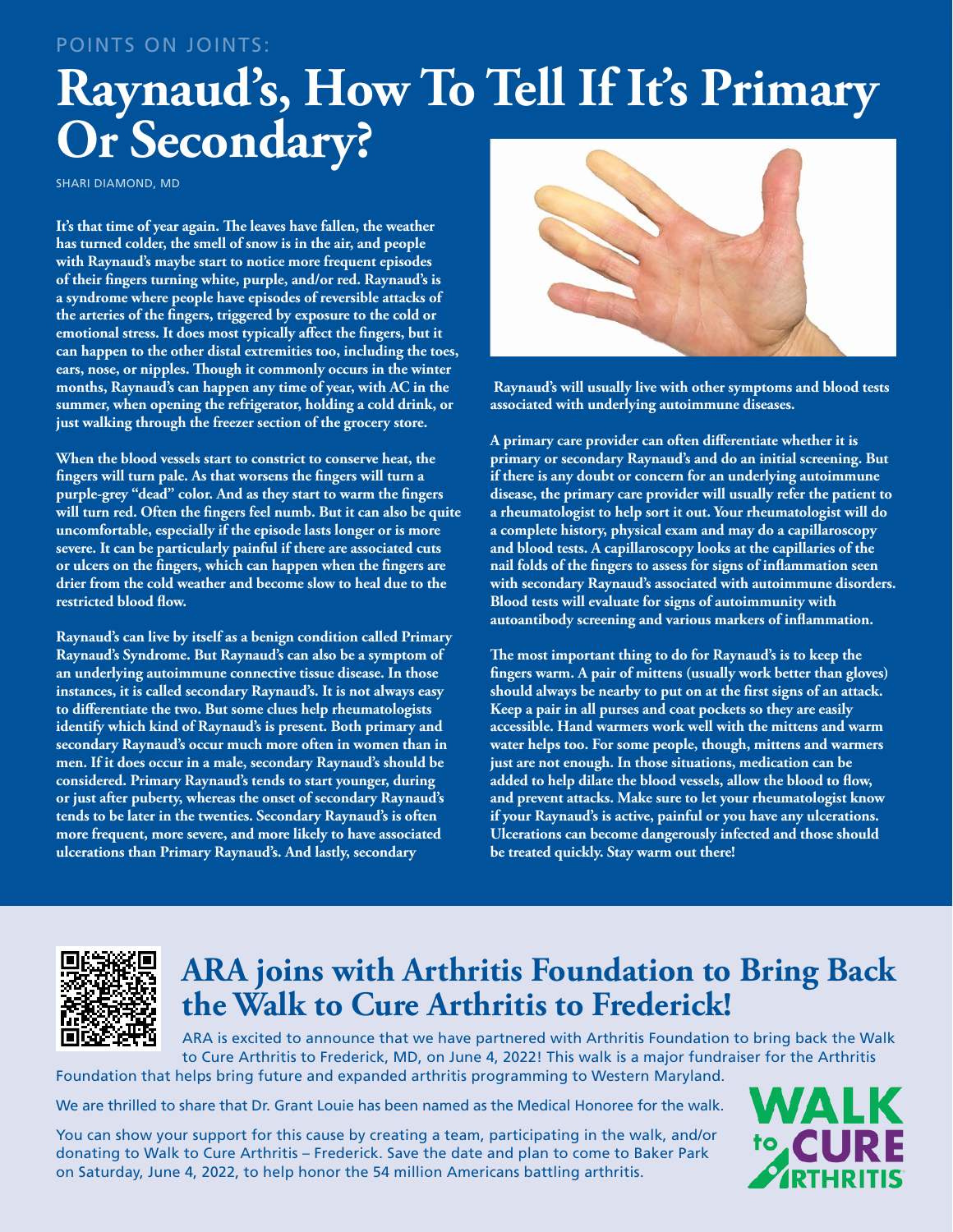POINTS ON JOINTS:

# Raynaud's, How To Tell If It's Primary Or Secondary?

SHARI DIAMOND, MD

**It's that time of year again. The leaves have fallen, the weather has turned colder, the smell of snow is in the air, and people with Raynaud's maybe start to notice more frequent episodes of their fingers turning white, purple, and/or red. Raynaud's is a syndrome where people have episodes of reversible attacks of the arteries of the fingers, triggered by exposure to the cold or emotional stress. It does most typically affect the fingers, but it can happen to the other distal extremities too, including the toes, ears, nose, or nipples. Though it commonly occurs in the winter months, Raynaud's can happen any time of year, with AC in the summer, when opening the refrigerator, holding a cold drink, or just walking through the freezer section of the grocery store.**

**When the blood vessels start to constrict to conserve heat, the fingers will turn pale. As that worsens the fingers will turn a purple-grey "dead" color. And as they start to warm the fingers will turn red. Often the fingers feel numb. But it can also be quite uncomfortable, especially if the episode lasts longer or is more severe. It can be particularly painful if there are associated cuts or ulcers on the fingers, which can happen when the fingers are drier from the cold weather and become slow to heal due to the restricted blood flow.**

**Raynaud's can live by itself as a benign condition called Primary Raynaud's Syndrome. But Raynaud's can also be a symptom of an underlying autoimmune connective tissue disease. In those instances, it is called secondary Raynaud's. It is not always easy to differentiate the two. But some clues help rheumatologists identify which kind of Raynaud's is present. Both primary and secondary Raynaud's occur much more often in women than in men. If it does occur in a male, secondary Raynaud's should be considered. Primary Raynaud's tends to start younger, during or just after puberty, whereas the onset of secondary Raynaud's tends to be later in the twenties. Secondary Raynaud's is often more frequent, more severe, and more likely to have associated ulcerations than Primary Raynaud's. And lastly, secondary Raynaud's will usually live with other symptoms and blood tests associated with underlying autoimmune diseases.**

**A primary care provider can often differentiate whether it is primary or secondary Raynaud's and do an initial screening. But if there is any doubt or concern for an underlying autoimmune disease, the primary care provider will usually refer the patient to a rheumatologist to help sort it out. Your rheumatologist will do a complete history, physical exam and may do a capillaroscopy and blood tests. A capillaroscopy looks at the capillaries of the nail folds of the fingers to assess for signs of inflammation seen with secondary Raynaud's associated with autoimmune disorders. Blood tests will evaluate for signs of autoimmunity with autoantibody screening and various markers of inflammation.**

**The most important thing to do for Raynaud's is to keep the fingers warm. A pair of mittens (usually work better than gloves) should always be nearby to put on at the first signs of an attack. Keep a pair in all purses and coat pockets so they are easily accessible. Hand warmers work well with the mittens and warm water helps too. For some people, though, mittens and warmers just are not enough. In those situations, medication can be added to help dilate the blood vessels, allow the blood to flow, and prevent attacks. Make sure to let your rheumatologist know if your Raynaud's is active, painful or you have any ulcerations. Ulcerations can become dangerously infected and those should be treated quickly. Stay warm out there!**

## ARA joins with Arthritis Foundation to Bring Back the Walk to Cure Arthritis to Frederick!

ARA is excited to announce that we have partnered with Arthritis Foundation to bring back the Walk to Cure Arthritis to Frederick, MD, on June 4, 2022! This walk is a major fundraiser for the Arthritis Foundation that helps bring future and expanded arthritis programming to Western Maryland.

We are thrilled to share that Dr. Grant Louie has been named as the Medical Honoree for the walk.

You can show your support for this cause by creating a team, participating in the walk, and/or donating to Walk to Cure Arthritis – Frederick. Save the date and plan to come to Baker Park on Saturday, June 4, 2022, to help honor the 54 million Americans battling arthritis.

WALK to CURE ARTHRITIS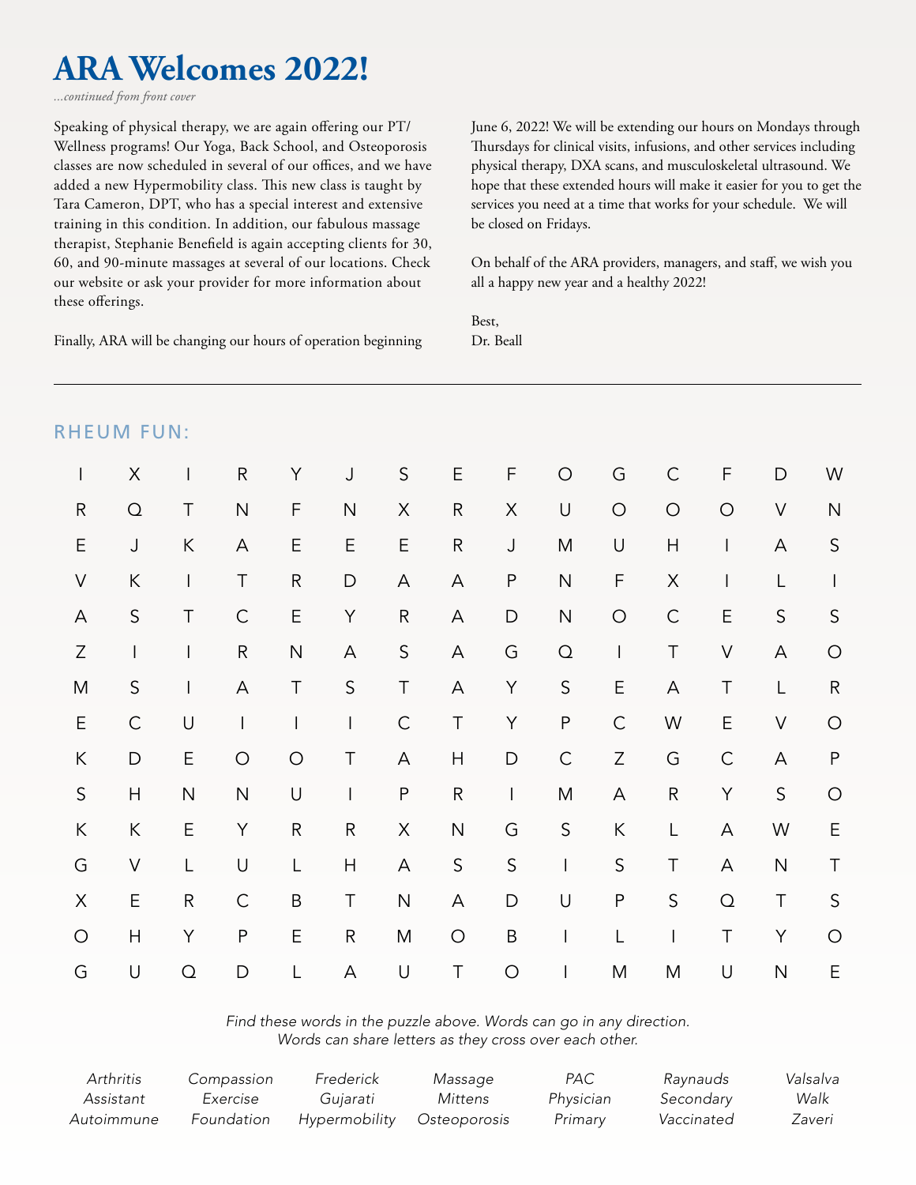# ARA Welcomes 2022!

*...continued from front cover*

Speaking of physical therapy, we are again offering our PT/Wellness programs! Our Yoga, Back School, and Osteoporosis classes are now scheduled in several of our offices, and we have added a new Hypermobility class. This new class is taught by Tara Cameron, DPT, who has a special interest and extensive training in this condition. In addition, our fabulous massage therapist, Stephanie Benefield is again accepting clients for 30, 60, and 90-minute massages at several of our locations. Check our website or ask your provider for more information about these offerings.

Finally, ARA will be changing our hours of operation beginning June 6, 2022! We will be extending our hours on Mondays through Thursdays for clinical visits, infusions, and other services including physical therapy, DXA scans, and musculoskeletal ultrasound. We hope that these extended hours will make it easier for you to get the services you need at a time that works for your schedule. We will be closed on Fridays.

On behalf of the ARA providers, managers, and staff, we wish you all a happy new year and a healthy 2022!

Best,
Dr. Beall

---

## RHEUM FUN:

```
I X I R Y J S E F O G C F D W
R Q T N F N X R X U O O O V N
E J K A E E E R J M U H I A S
V K I T R D A A P N F X I L I
A S T C E Y R A D N O C E S S
Z I I R N A S A G Q I T V A O
M S I A T S T A Y S E A T L R
E C U I I I C T Y P C W E V O
K D E O O T A H D C Z G C A P
S H N N U I P R I M A R Y S O
K K E Y R R X N G S K L A W E
G V L U L H A S S I S T A N T
X E R C B T N A D U P S Q T S
O H Y P E R M O B I L I T Y O
G U Q D L A U T O I M M U N E
```

*Find these words in the puzzle above. Words can go in any direction. Words can share letters as they cross over each other.*

| | | | | | | |
|---|---|---|---|---|---|---|
| *Arthritis* | *Compassion* | *Frederick* | *Massage* | *PAC* | *Raynauds* | *Valsalva* |
| *Assistant* | *Exercise* | *Gujarati* | *Mittens* | *Physician* | *Secondary* | *Walk* |
| *Autoimmune* | *Foundation* | *Hypermobility* | *Osteoporosis* | *Primary* | *Vaccinated* | *Zaveri* |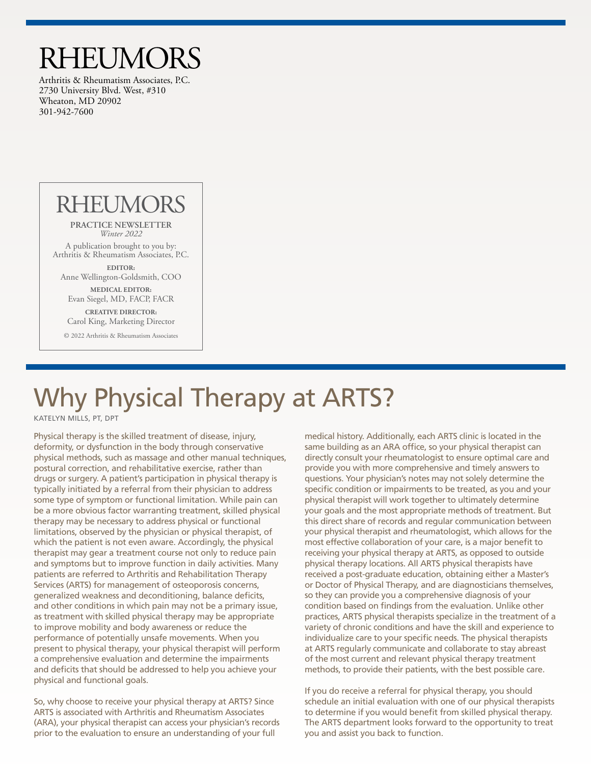# RHEUMORS

Arthritis & Rheumatism Associates, P.C.
2730 University Blvd. West, #310
Wheaton, MD 20902
301-942-7600

## RHEUMORS

**PRACTICE NEWSLETTER**
*Winter 2022*

A publication brought to you by:
Arthritis & Rheumatism Associates, P.C.

**EDITOR:**
Anne Wellington-Goldsmith, COO

**MEDICAL EDITOR:**
Evan Siegel, MD, FACP, FACR

**CREATIVE DIRECTOR:**
Carol King, Marketing Director

© 2022 Arthritis & Rheumatism Associates

# Why Physical Therapy at ARTS?

KATELYN MILLS, PT, DPT

Physical therapy is the skilled treatment of disease, injury, deformity, or dysfunction in the body through conservative physical methods, such as massage and other manual techniques, postural correction, and rehabilitative exercise, rather than drugs or surgery. A patient's participation in physical therapy is typically initiated by a referral from their physician to address some type of symptom or functional limitation. While pain can be a more obvious factor warranting treatment, skilled physical therapy may be necessary to address physical or functional limitations, observed by the physician or physical therapist, of which the patient is not even aware. Accordingly, the physical therapist may gear a treatment course not only to reduce pain and symptoms but to improve function in daily activities. Many patients are referred to Arthritis and Rehabilitation Therapy Services (ARTS) for management of osteoporosis concerns, generalized weakness and deconditioning, balance deficits, and other conditions in which pain may not be a primary issue, as treatment with skilled physical therapy may be appropriate to improve mobility and body awareness or reduce the performance of potentially unsafe movements. When you present to physical therapy, your physical therapist will perform a comprehensive evaluation and determine the impairments and deficits that should be addressed to help you achieve your physical and functional goals.

So, why choose to receive your physical therapy at ARTS? Since ARTS is associated with Arthritis and Rheumatism Associates (ARA), your physical therapist can access your physician's records prior to the evaluation to ensure an understanding of your full medical history. Additionally, each ARTS clinic is located in the same building as an ARA office, so your physical therapist can directly consult your rheumatologist to ensure optimal care and provide you with more comprehensive and timely answers to questions. Your physician's notes may not solely determine the specific condition or impairments to be treated, as you and your physical therapist will work together to ultimately determine your goals and the most appropriate methods of treatment. But this direct share of records and regular communication between your physical therapist and rheumatologist, which allows for the most effective collaboration of your care, is a major benefit to receiving your physical therapy at ARTS, as opposed to outside physical therapy locations. All ARTS physical therapists have received a post-graduate education, obtaining either a Master's or Doctor of Physical Therapy, and are diagnosticians themselves, so they can provide you a comprehensive diagnosis of your condition based on findings from the evaluation. Unlike other practices, ARTS physical therapists specialize in the treatment of a variety of chronic conditions and have the skill and experience to individualize care to your specific needs. The physical therapists at ARTS regularly communicate and collaborate to stay abreast of the most current and relevant physical therapy treatment methods, to provide their patients, with the best possible care.

If you do receive a referral for physical therapy, you should schedule an initial evaluation with one of our physical therapists to determine if you would benefit from skilled physical therapy. The ARTS department looks forward to the opportunity to treat you and assist you back to function.